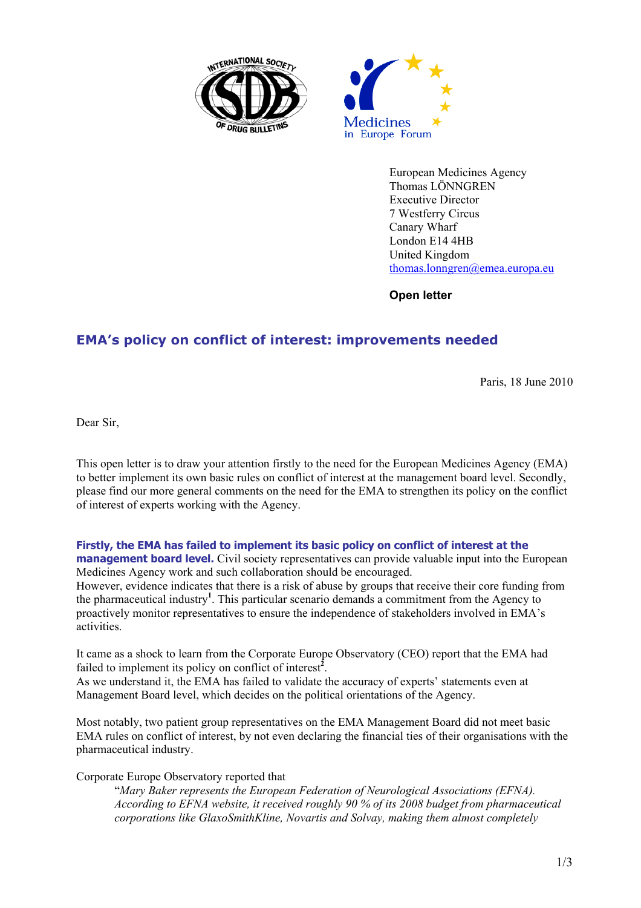European Medicines Agency
Thomas LÖNNGREN
Executive Director
7 Westferry Circus
Canary Wharf
London E14 4HB
United Kingdom
thomas.lonngren@emea.europa.eu

**Open letter**

## EMA's policy on conflict of interest: improvements needed

Paris, 18 June 2010

Dear Sir,

This open letter is to draw your attention firstly to the need for the European Medicines Agency (EMA) to better implement its own basic rules on conflict of interest at the management board level. Secondly, please find our more general comments on the need for the EMA to strengthen its policy on the conflict of interest of experts working with the Agency.

**Firstly, the EMA has failed to implement its basic policy on conflict of interest at the management board level.** Civil society representatives can provide valuable input into the European Medicines Agency work and such collaboration should be encouraged.
However, evidence indicates that there is a risk of abuse by groups that receive their core funding from the pharmaceutical industry[1]. This particular scenario demands a commitment from the Agency to proactively monitor representatives to ensure the independence of stakeholders involved in EMA's activities.

It came as a shock to learn from the Corporate Europe Observatory (CEO) report that the EMA had failed to implement its policy on conflict of interest[2].
As we understand it, the EMA has failed to validate the accuracy of experts' statements even at Management Board level, which decides on the political orientations of the Agency.

Most notably, two patient group representatives on the EMA Management Board did not meet basic EMA rules on conflict of interest, by not even declaring the financial ties of their organisations with the pharmaceutical industry.

Corporate Europe Observatory reported that

> "*Mary Baker represents the European Federation of Neurological Associations (EFNA). According to EFNA website, it received roughly 90 % of its 2008 budget from pharmaceutical corporations like GlaxoSmithKline, Novartis and Solvay, making them almost completely*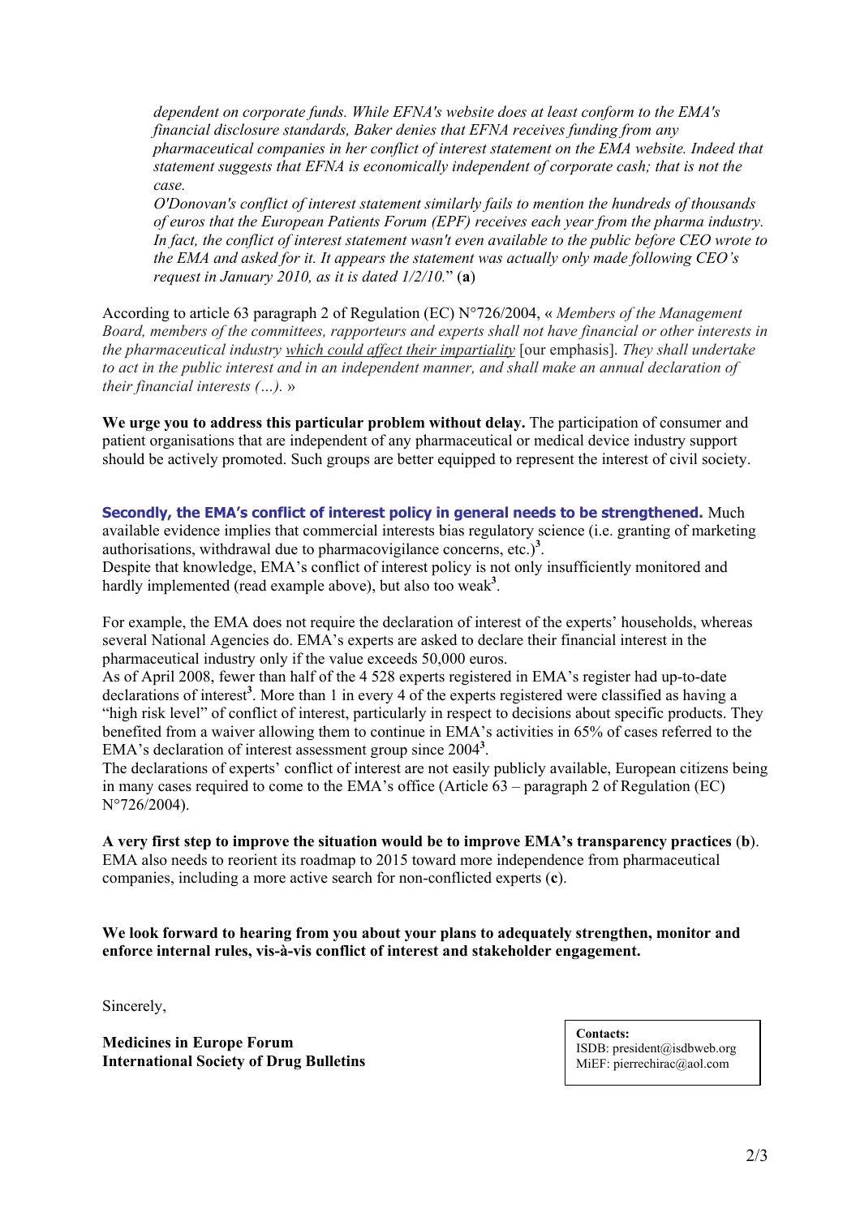*dependent on corporate funds. While EFNA's website does at least conform to the EMA's financial disclosure standards, Baker denies that EFNA receives funding from any pharmaceutical companies in her conflict of interest statement on the EMA website. Indeed that statement suggests that EFNA is economically independent of corporate cash; that is not the case.*
*O'Donovan's conflict of interest statement similarly fails to mention the hundreds of thousands of euros that the European Patients Forum (EPF) receives each year from the pharma industry. In fact, the conflict of interest statement wasn't even available to the public before CEO wrote to the EMA and asked for it. It appears the statement was actually only made following CEO's request in January 2010, as it is dated 1/2/10.*" (**a**)

According to article 63 paragraph 2 of Regulation (EC) N°726/2004, « *Members of the Management Board, members of the committees, rapporteurs and experts shall not have financial or other interests in the pharmaceutical industry* <u>*which could affect their impartiality*</u> [our emphasis]. *They shall undertake to act in the public interest and in an independent manner, and shall make an annual declaration of their financial interests (…).* »

**We urge you to address this particular problem without delay.** The participation of consumer and patient organisations that are independent of any pharmaceutical or medical device industry support should be actively promoted. Such groups are better equipped to represent the interest of civil society.

**Secondly, the EMA's conflict of interest policy in general needs to be strengthened.** Much available evidence implies that commercial interests bias regulatory science (i.e. granting of marketing authorisations, withdrawal due to pharmacovigilance concerns, etc.)[3].
Despite that knowledge, EMA's conflict of interest policy is not only insufficiently monitored and hardly implemented (read example above), but also too weak[3].

For example, the EMA does not require the declaration of interest of the experts' households, whereas several National Agencies do. EMA's experts are asked to declare their financial interest in the pharmaceutical industry only if the value exceeds 50,000 euros.
As of April 2008, fewer than half of the 4 528 experts registered in EMA's register had up-to-date declarations of interest[3]. More than 1 in every 4 of the experts registered were classified as having a "high risk level" of conflict of interest, particularly in respect to decisions about specific products. They benefited from a waiver allowing them to continue in EMA's activities in 65% of cases referred to the EMA's declaration of interest assessment group since 2004[3].
The declarations of experts' conflict of interest are not easily publicly available, European citizens being in many cases required to come to the EMA's office (Article 63 – paragraph 2 of Regulation (EC) N°726/2004).

**A very first step to improve the situation would be to improve EMA's transparency practices** (**b**). EMA also needs to reorient its roadmap to 2015 toward more independence from pharmaceutical companies, including a more active search for non-conflicted experts (**c**).

**We look forward to hearing from you about your plans to adequately strengthen, monitor and enforce internal rules, vis-à-vis conflict of interest and stakeholder engagement.**

Sincerely,

**Medicines in Europe Forum**
**International Society of Drug Bulletins**

**Contacts:**
ISDB: president@isdbweb.org
MiEF: pierrechirac@aol.com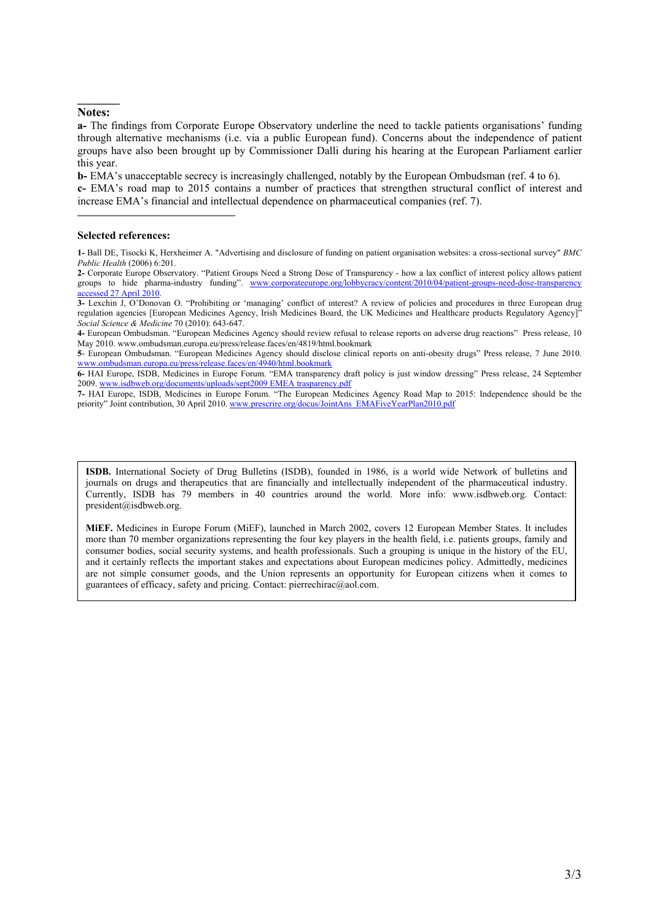**Notes:**

**a-** The findings from Corporate Europe Observatory underline the need to tackle patients organisations' funding through alternative mechanisms (i.e. via a public European fund). Concerns about the independence of patient groups have also been brought up by Commissioner Dalli during his hearing at the European Parliament earlier this year.

**b-** EMA's unacceptable secrecy is increasingly challenged, notably by the European Ombudsman (ref. 4 to 6).

**c-** EMA's road map to 2015 contains a number of practices that strengthen structural conflict of interest and increase EMA's financial and intellectual dependence on pharmaceutical companies (ref. 7).

**Selected references:**

**1-** Ball DE, Tisocki K, Herxheimer A. "Advertising and disclosure of funding on patient organisation websites: a cross-sectional survey" *BMC Public Health* (2006) 6:201.

**2-** Corporate Europe Observatory. "Patient Groups Need a Strong Dose of Transparency - how a lax conflict of interest policy allows patient groups to hide pharma-industry funding". www.corporateeurope.org/lobbycracy/content/2010/04/patient-groups-need-dose-transparency accessed 27 April 2010.

**3-** Lexchin J, O'Donovan O. "Prohibiting or 'managing' conflict of interest? A review of policies and procedures in three European drug regulation agencies [European Medicines Agency, Irish Medicines Board, the UK Medicines and Healthcare products Regulatory Agency]" *Social Science & Medicine* 70 (2010): 643-647.

**4-** European Ombudsman. "European Medicines Agency should review refusal to release reports on adverse drug reactions" Press release, 10 May 2010. www.ombudsman.europa.eu/press/release.faces/en/4819/html.bookmark

**5-** European Ombudsman. "European Medicines Agency should disclose clinical reports on anti-obesity drugs" Press release, 7 June 2010. www.ombudsman.europa.eu/press/release.faces/en/4940/html.bookmark

**6-** HAI Europe, ISDB, Medicines in Europe Forum. "EMA transparency draft policy is just window dressing" Press release, 24 September 2009. www.isdbweb.org/documents/uploads/sept2009 EMEA trasparency.pdf

**7-** HAI Europe, ISDB, Medicines in Europe Forum. "The European Medicines Agency Road Map to 2015: Independence should be the priority" Joint contribution, 30 April 2010. www.prescrire.org/docus/JointAns_EMAFiveYearPlan2010.pdf

**ISDB.** International Society of Drug Bulletins (ISDB), founded in 1986, is a world wide Network of bulletins and journals on drugs and therapeutics that are financially and intellectually independent of the pharmaceutical industry. Currently, ISDB has 79 members in 40 countries around the world. More info: www.isdbweb.org. Contact: president@isdbweb.org.

**MiEF.** Medicines in Europe Forum (MiEF), launched in March 2002, covers 12 European Member States. It includes more than 70 member organizations representing the four key players in the health field, i.e. patients groups, family and consumer bodies, social security systems, and health professionals. Such a grouping is unique in the history of the EU, and it certainly reflects the important stakes and expectations about European medicines policy. Admittedly, medicines are not simple consumer goods, and the Union represents an opportunity for European citizens when it comes to guarantees of efficacy, safety and pricing. Contact: pierrechirac@aol.com.